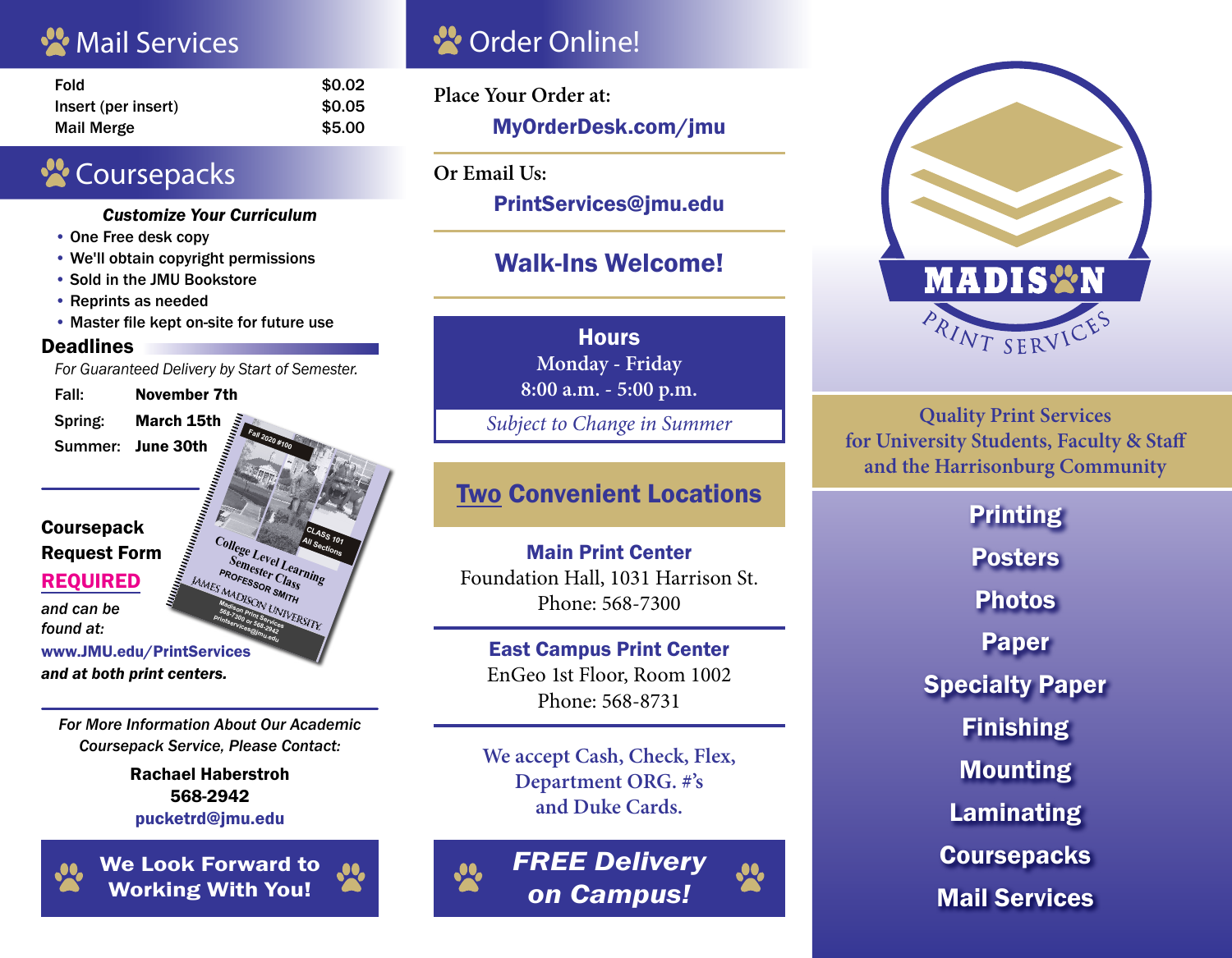## Mail Services

| | |
|---|---|
| Fold | $0.02 |
| Insert (per insert) | $0.05 |
| Mail Merge | $5.00 |

## Coursepacks

***Customize Your Curriculum***

- One Free desk copy
- We'll obtain copyright permissions
- Sold in the JMU Bookstore
- Reprints as needed
- Master file kept on-site for future use

### Deadlines

*For Guaranteed Delivery by Start of Semester.*

| | |
|---|---|
| Fall: | **November 7th** |
| Spring: | **March 15th** |
| Summer: | **June 30th** |

**Coursepack Request Form REQUIRED**

*and can be found at:*

**www.JMU.edu/PrintServices**

***and at both print centers.***

*For More Information About Our Academic Coursepack Service, Please Contact:*

**Rachael Haberstroh**
**568-2942**
**pucketrd@jmu.edu**

**We Look Forward to Working With You!**

## Order Online!

**Place Your Order at:**

**MyOrderDesk.com/jmu**

**Or Email Us:**

**PrintServices@jmu.edu**

**Walk-Ins Welcome!**

**Hours**
Monday - Friday
8:00 a.m. - 5:00 p.m.
*Subject to Change in Summer*

**Two Convenient Locations**

**Main Print Center**
Foundation Hall, 1031 Harrison St.
Phone: 568-7300

**East Campus Print Center**
EnGeo 1st Floor, Room 1002
Phone: 568-8731

We accept Cash, Check, Flex, Department ORG. #'s and Duke Cards.

***FREE Delivery on Campus!***

# MADISON PRINT SERVICES

Quality Print Services for University Students, Faculty & Staff and the Harrisonburg Community

**Printing**
**Posters**
**Photos**
**Paper**
**Specialty Paper**
**Finishing**
**Mounting**
**Laminating**
**Coursepacks**
**Mail Services**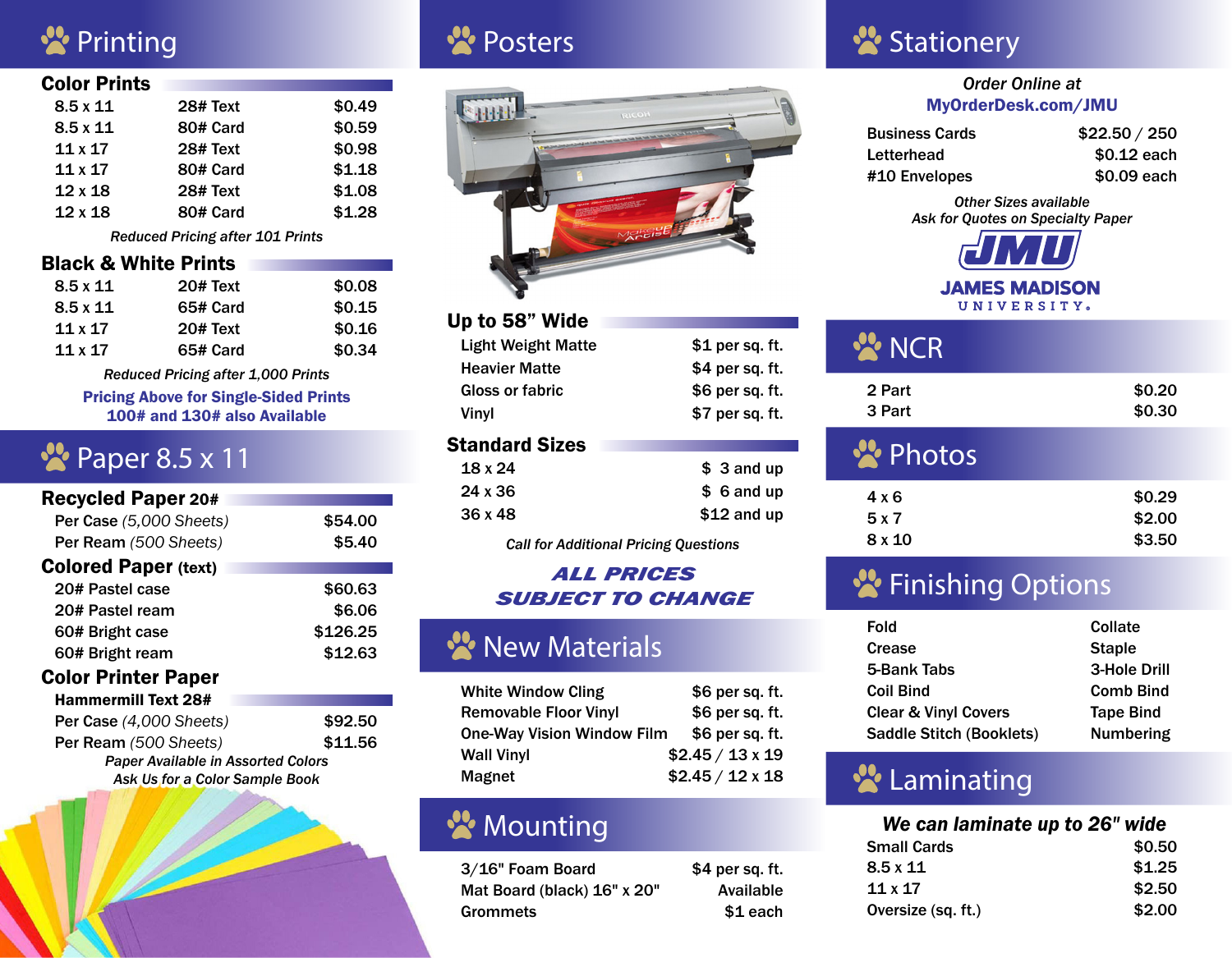# Printing

## Color Prints

| | | |
|---|---|---|
| 8.5 x 11 | 28# Text | $0.49 |
| 8.5 x 11 | 80# Card | $0.59 |
| 11 x 17 | 28# Text | $0.98 |
| 11 x 17 | 80# Card | $1.18 |
| 12 x 18 | 28# Text | $1.08 |
| 12 x 18 | 80# Card | $1.28 |

*Reduced Pricing after 101 Prints*

## Black & White Prints

| | | |
|---|---|---|
| 8.5 x 11 | 20# Text | $0.08 |
| 8.5 x 11 | 65# Card | $0.15 |
| 11 x 17 | 20# Text | $0.16 |
| 11 x 17 | 65# Card | $0.34 |

*Reduced Pricing after 1,000 Prints*

**Pricing Above for Single-Sided Prints**
**100# and 130# also Available**

# Paper 8.5 x 11

## Recycled Paper 20#

| | |
|---|---|
| Per Case *(5,000 Sheets)* | $54.00 |
| Per Ream *(500 Sheets)* | $5.40 |

## Colored Paper (text)

| | |
|---|---|
| 20# Pastel case | $60.63 |
| 20# Pastel ream | $6.06 |
| 60# Bright case | $126.25 |
| 60# Bright ream | $12.63 |

## Color Printer Paper

### Hammermill Text 28#

| | |
|---|---|
| Per Case *(4,000 Sheets)* | $92.50 |
| Per Ream *(500 Sheets)* | $11.56 |

*Paper Available in Assorted Colors*
*Ask Us for a Color Sample Book*

# Posters

## Up to 58" Wide

| | |
|---|---|
| Light Weight Matte | $1 per sq. ft. |
| Heavier Matte | $4 per sq. ft. |
| Gloss or fabric | $6 per sq. ft. |
| Vinyl | $7 per sq. ft. |

## Standard Sizes

| | |
|---|---|
| 18 x 24 | $ 3 and up |
| 24 x 36 | $ 6 and up |
| 36 x 48 | $12 and up |

*Call for Additional Pricing Questions*

***ALL PRICES SUBJECT TO CHANGE***

# New Materials

| | |
|---|---|
| White Window Cling | $6 per sq. ft. |
| Removable Floor Vinyl | $6 per sq. ft. |
| One-Way Vision Window Film | $6 per sq. ft. |
| Wall Vinyl | $2.45 / 13 x 19 |
| Magnet | $2.45 / 12 x 18 |

# Mounting

| | |
|---|---|
| 3/16" Foam Board | $4 per sq. ft. |
| Mat Board (black) 16" x 20" | Available |
| Grommets | $1 each |

# Stationery

*Order Online at*
**MyOrderDesk.com/JMU**

| | |
|---|---|
| Business Cards | $22.50 / 250 |
| Letterhead | $0.12 each |
| #10 Envelopes | $0.09 each |

*Other Sizes available*
*Ask for Quotes on Specialty Paper*

JMU
JAMES MADISON UNIVERSITY.

# NCR

| | |
|---|---|
| 2 Part | $0.20 |
| 3 Part | $0.30 |

# Photos

| | |
|---|---|
| 4 x 6 | $0.29 |
| 5 x 7 | $2.00 |
| 8 x 10 | $3.50 |

# Finishing Options

| | |
|---|---|
| Fold | Collate |
| Crease | Staple |
| 5-Bank Tabs | 3-Hole Drill |
| Coil Bind | Comb Bind |
| Clear & Vinyl Covers | Tape Bind |
| Saddle Stitch (Booklets) | Numbering |

# Laminating

***We can laminate up to 26" wide***

| | |
|---|---|
| Small Cards | $0.50 |
| 8.5 x 11 | $1.25 |
| 11 x 17 | $2.50 |
| Oversize (sq. ft.) | $2.00 |